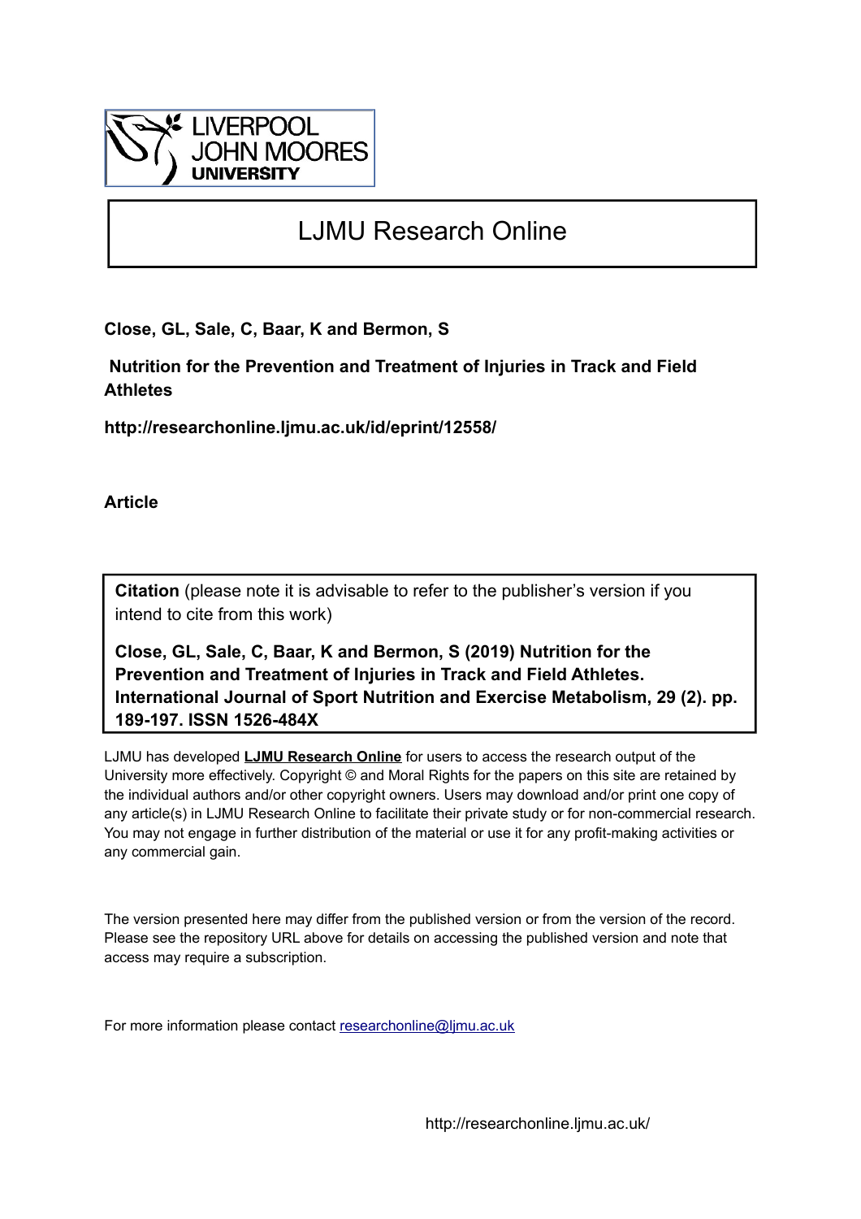LIVERPOOL JOHN MOORES UNIVERSITY

# LJMU Research Online

**Close, GL, Sale, C, Baar, K and Bermon, S**

**Nutrition for the Prevention and Treatment of Injuries in Track and Field Athletes**

**http://researchonline.ljmu.ac.uk/id/eprint/12558/**

**Article**

**Citation** (please note it is advisable to refer to the publisher's version if you intend to cite from this work)

**Close, GL, Sale, C, Baar, K and Bermon, S (2019) Nutrition for the Prevention and Treatment of Injuries in Track and Field Athletes. International Journal of Sport Nutrition and Exercise Metabolism, 29 (2). pp. 189-197. ISSN 1526-484X**

LJMU has developed **LJMU Research Online** for users to access the research output of the University more effectively. Copyright © and Moral Rights for the papers on this site are retained by the individual authors and/or other copyright owners. Users may download and/or print one copy of any article(s) in LJMU Research Online to facilitate their private study or for non-commercial research. You may not engage in further distribution of the material or use it for any profit-making activities or any commercial gain.

The version presented here may differ from the published version or from the version of the record. Please see the repository URL above for details on accessing the published version and note that access may require a subscription.

For more information please contact researchonline@ljmu.ac.uk

http://researchonline.ljmu.ac.uk/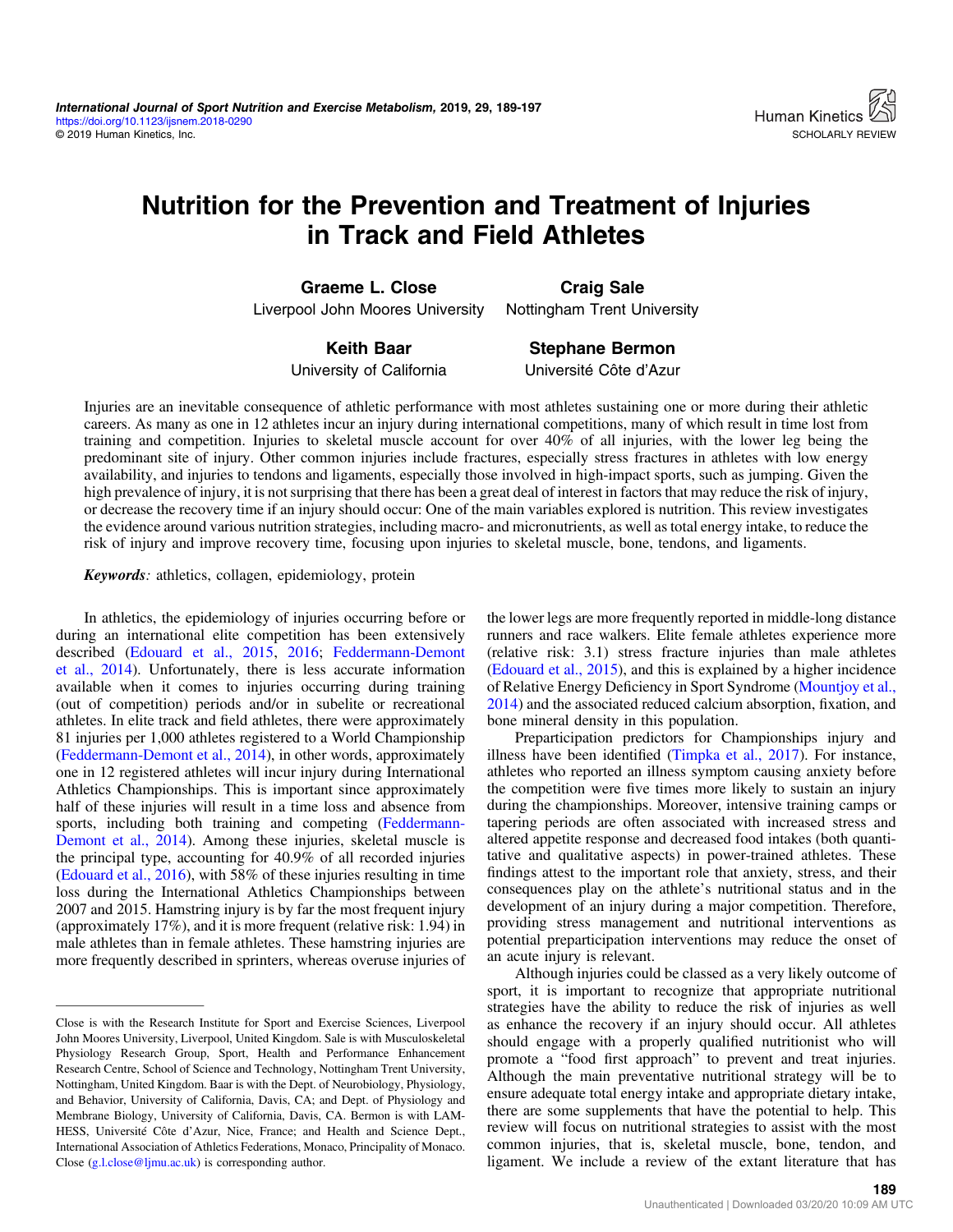# Nutrition for the Prevention and Treatment of Injuries in Track and Field Athletes

**Graeme L. Close**
Liverpool John Moores University

**Craig Sale**
Nottingham Trent University

**Keith Baar**
University of California

**Stephane Bermon**
Université Côte d'Azur

Injuries are an inevitable consequence of athletic performance with most athletes sustaining one or more during their athletic careers. As many as one in 12 athletes incur an injury during international competitions, many of which result in time lost from training and competition. Injuries to skeletal muscle account for over 40% of all injuries, with the lower leg being the predominant site of injury. Other common injuries include fractures, especially stress fractures in athletes with low energy availability, and injuries to tendons and ligaments, especially those involved in high-impact sports, such as jumping. Given the high prevalence of injury, it is not surprising that there has been a great deal of interest in factors that may reduce the risk of injury, or decrease the recovery time if an injury should occur: One of the main variables explored is nutrition. This review investigates the evidence around various nutrition strategies, including macro- and micronutrients, as well as total energy intake, to reduce the risk of injury and improve recovery time, focusing upon injuries to skeletal muscle, bone, tendons, and ligaments.

***Keywords:*** athletics, collagen, epidemiology, protein

In athletics, the epidemiology of injuries occurring before or during an international elite competition has been extensively described (Edouard et al., 2015, 2016; Feddermann-Demont et al., 2014). Unfortunately, there is less accurate information available when it comes to injuries occurring during training (out of competition) periods and/or in subelite or recreational athletes. In elite track and field athletes, there were approximately 81 injuries per 1,000 athletes registered to a World Championship (Feddermann-Demont et al., 2014), in other words, approximately one in 12 registered athletes will incur injury during International Athletics Championships. This is important since approximately half of these injuries will result in a time loss and absence from sports, including both training and competing (Feddermann-Demont et al., 2014). Among these injuries, skeletal muscle is the principal type, accounting for 40.9% of all recorded injuries (Edouard et al., 2016), with 58% of these injuries resulting in time loss during the International Athletics Championships between 2007 and 2015. Hamstring injury is by far the most frequent injury (approximately 17%), and it is more frequent (relative risk: 1.94) in male athletes than in female athletes. These hamstring injuries are more frequently described in sprinters, whereas overuse injuries of the lower legs are more frequently reported in middle-long distance runners and race walkers. Elite female athletes experience more (relative risk: 3.1) stress fracture injuries than male athletes (Edouard et al., 2015), and this is explained by a higher incidence of Relative Energy Deficiency in Sport Syndrome (Mountjoy et al., 2014) and the associated reduced calcium absorption, fixation, and bone mineral density in this population.

Preparticipation predictors for Championships injury and illness have been identified (Timpka et al., 2017). For instance, athletes who reported an illness symptom causing anxiety before the competition were five times more likely to sustain an injury during the championships. Moreover, intensive training camps or tapering periods are often associated with increased stress and altered appetite response and decreased food intakes (both quantitative and qualitative aspects) in power-trained athletes. These findings attest to the important role that anxiety, stress, and their consequences play on the athlete's nutritional status and in the development of an injury during a major competition. Therefore, providing stress management and nutritional interventions as potential preparticipation interventions may reduce the onset of an acute injury is relevant.

Although injuries could be classed as a very likely outcome of sport, it is important to recognize that appropriate nutritional strategies have the ability to reduce the risk of injuries as well as enhance the recovery if an injury should occur. All athletes should engage with a properly qualified nutritionist who will promote a "food first approach" to prevent and treat injuries. Although the main preventative nutritional strategy will be to ensure adequate total energy intake and appropriate dietary intake, there are some supplements that have the potential to help. This review will focus on nutritional strategies to assist with the most common injuries, that is, skeletal muscle, bone, tendon, and ligament. We include a review of the extant literature that has

Close is with the Research Institute for Sport and Exercise Sciences, Liverpool John Moores University, Liverpool, United Kingdom. Sale is with Musculoskeletal Physiology Research Group, Sport, Health and Performance Enhancement Research Centre, School of Science and Technology, Nottingham Trent University, Nottingham, United Kingdom. Baar is with the Dept. of Neurobiology, Physiology, and Behavior, University of California, Davis, CA; and Dept. of Physiology and Membrane Biology, University of California, Davis, CA. Bermon is with LAMHESS, Université Côte d'Azur, Nice, France; and Health and Science Dept., International Association of Athletics Federations, Monaco, Principality of Monaco. Close (g.l.close@ljmu.ac.uk) is corresponding author.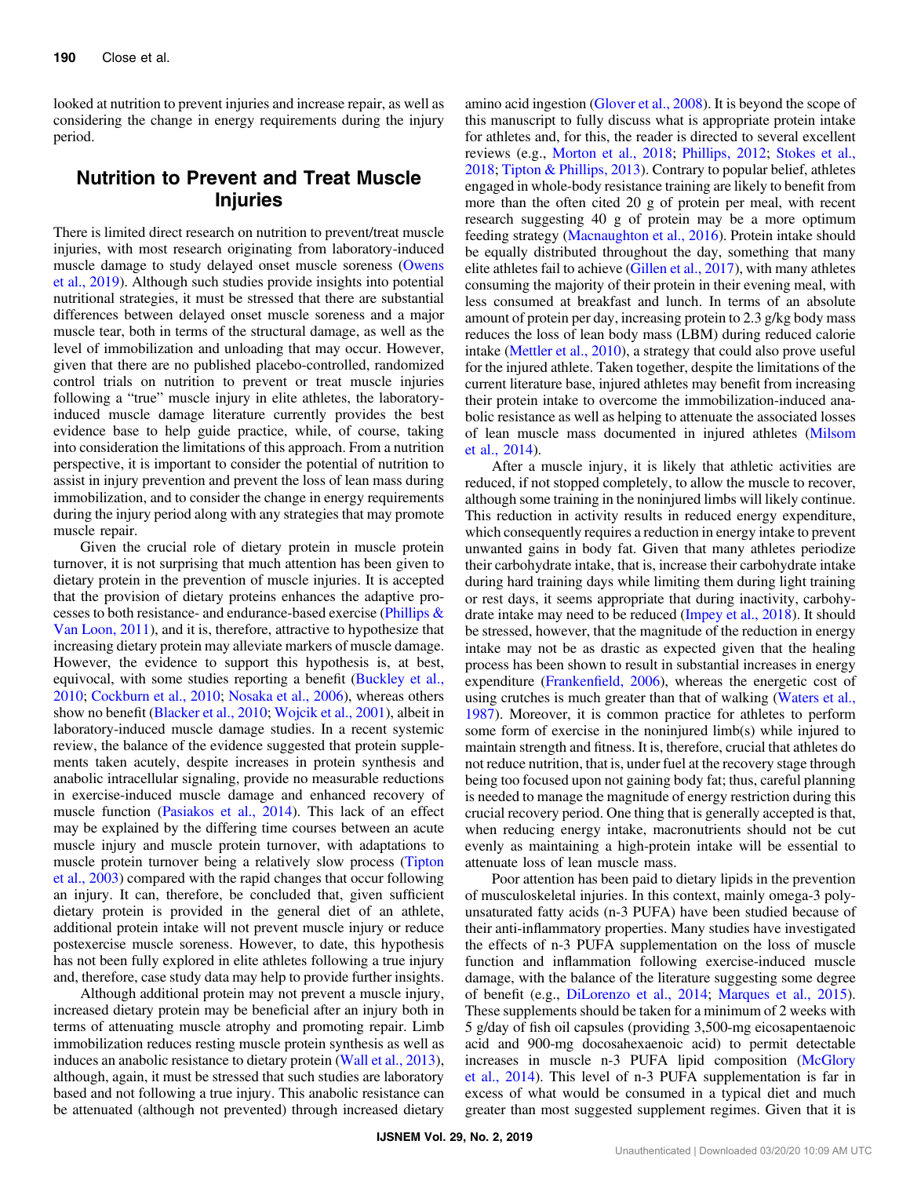looked at nutrition to prevent injuries and increase repair, as well as considering the change in energy requirements during the injury period.

## Nutrition to Prevent and Treat Muscle Injuries

There is limited direct research on nutrition to prevent/treat muscle injuries, with most research originating from laboratory-induced muscle damage to study delayed onset muscle soreness (Owens et al., 2019). Although such studies provide insights into potential nutritional strategies, it must be stressed that there are substantial differences between delayed onset muscle soreness and a major muscle tear, both in terms of the structural damage, as well as the level of immobilization and unloading that may occur. However, given that there are no published placebo-controlled, randomized control trials on nutrition to prevent or treat muscle injuries following a "true" muscle injury in elite athletes, the laboratory-induced muscle damage literature currently provides the best evidence base to help guide practice, while, of course, taking into consideration the limitations of this approach. From a nutrition perspective, it is important to consider the potential of nutrition to assist in injury prevention and prevent the loss of lean mass during immobilization, and to consider the change in energy requirements during the injury period along with any strategies that may promote muscle repair.

Given the crucial role of dietary protein in muscle protein turnover, it is not surprising that much attention has been given to dietary protein in the prevention of muscle injuries. It is accepted that the provision of dietary proteins enhances the adaptive processes to both resistance- and endurance-based exercise (Phillips & Van Loon, 2011), and it is, therefore, attractive to hypothesize that increasing dietary protein may alleviate markers of muscle damage. However, the evidence to support this hypothesis is, at best, equivocal, with some studies reporting a benefit (Buckley et al., 2010; Cockburn et al., 2010; Nosaka et al., 2006), whereas others show no benefit (Blacker et al., 2010; Wojcik et al., 2001), albeit in laboratory-induced muscle damage studies. In a recent systemic review, the balance of the evidence suggested that protein supplements taken acutely, despite increases in protein synthesis and anabolic intracellular signaling, provide no measurable reductions in exercise-induced muscle damage and enhanced recovery of muscle function (Pasiakos et al., 2014). This lack of an effect may be explained by the differing time courses between an acute muscle injury and muscle protein turnover, with adaptations to muscle protein turnover being a relatively slow process (Tipton et al., 2003) compared with the rapid changes that occur following an injury. It can, therefore, be concluded that, given sufficient dietary protein is provided in the general diet of an athlete, additional protein intake will not prevent muscle injury or reduce postexercise muscle soreness. However, to date, this hypothesis has not been fully explored in elite athletes following a true injury and, therefore, case study data may help to provide further insights.

Although additional protein may not prevent a muscle injury, increased dietary protein may be beneficial after an injury both in terms of attenuating muscle atrophy and promoting repair. Limb immobilization reduces resting muscle protein synthesis as well as induces an anabolic resistance to dietary protein (Wall et al., 2013), although, again, it must be stressed that such studies are laboratory based and not following a true injury. This anabolic resistance can be attenuated (although not prevented) through increased dietary amino acid ingestion (Glover et al., 2008). It is beyond the scope of this manuscript to fully discuss what is appropriate protein intake for athletes and, for this, the reader is directed to several excellent reviews (e.g., Morton et al., 2018; Phillips, 2012; Stokes et al., 2018; Tipton & Phillips, 2013). Contrary to popular belief, athletes engaged in whole-body resistance training are likely to benefit from more than the often cited 20 g of protein per meal, with recent research suggesting 40 g of protein may be a more optimum feeding strategy (Macnaughton et al., 2016). Protein intake should be equally distributed throughout the day, something that many elite athletes fail to achieve (Gillen et al., 2017), with many athletes consuming the majority of their protein in their evening meal, with less consumed at breakfast and lunch. In terms of an absolute amount of protein per day, increasing protein to 2.3 g/kg body mass reduces the loss of lean body mass (LBM) during reduced calorie intake (Mettler et al., 2010), a strategy that could also prove useful for the injured athlete. Taken together, despite the limitations of the current literature base, injured athletes may benefit from increasing their protein intake to overcome the immobilization-induced anabolic resistance as well as helping to attenuate the associated losses of lean muscle mass documented in injured athletes (Milsom et al., 2014).

After a muscle injury, it is likely that athletic activities are reduced, if not stopped completely, to allow the muscle to recover, although some training in the noninjured limbs will likely continue. This reduction in activity results in reduced energy expenditure, which consequently requires a reduction in energy intake to prevent unwanted gains in body fat. Given that many athletes periodize their carbohydrate intake, that is, increase their carbohydrate intake during hard training days while limiting them during light training or rest days, it seems appropriate that during inactivity, carbohydrate intake may need to be reduced (Impey et al., 2018). It should be stressed, however, that the magnitude of the reduction in energy intake may not be as drastic as expected given that the healing process has been shown to result in substantial increases in energy expenditure (Frankenfield, 2006), whereas the energetic cost of using crutches is much greater than that of walking (Waters et al., 1987). Moreover, it is common practice for athletes to perform some form of exercise in the noninjured limb(s) while injured to maintain strength and fitness. It is, therefore, crucial that athletes do not reduce nutrition, that is, under fuel at the recovery stage through being too focused upon not gaining body fat; thus, careful planning is needed to manage the magnitude of energy restriction during this crucial recovery period. One thing that is generally accepted is that, when reducing energy intake, macronutrients should not be cut evenly as maintaining a high-protein intake will be essential to attenuate loss of lean muscle mass.

Poor attention has been paid to dietary lipids in the prevention of musculoskeletal injuries. In this context, mainly omega-3 polyunsaturated fatty acids (n-3 PUFA) have been studied because of their anti-inflammatory properties. Many studies have investigated the effects of n-3 PUFA supplementation on the loss of muscle function and inflammation following exercise-induced muscle damage, with the balance of the literature suggesting some degree of benefit (e.g., DiLorenzo et al., 2014; Marques et al., 2015). These supplements should be taken for a minimum of 2 weeks with 5 g/day of fish oil capsules (providing 3,500-mg eicosapentaenoic acid and 900-mg docosahexaenoic acid) to permit detectable increases in muscle n-3 PUFA lipid composition (McGlory et al., 2014). This level of n-3 PUFA supplementation is far in excess of what would be consumed in a typical diet and much greater than most suggested supplement regimes. Given that it is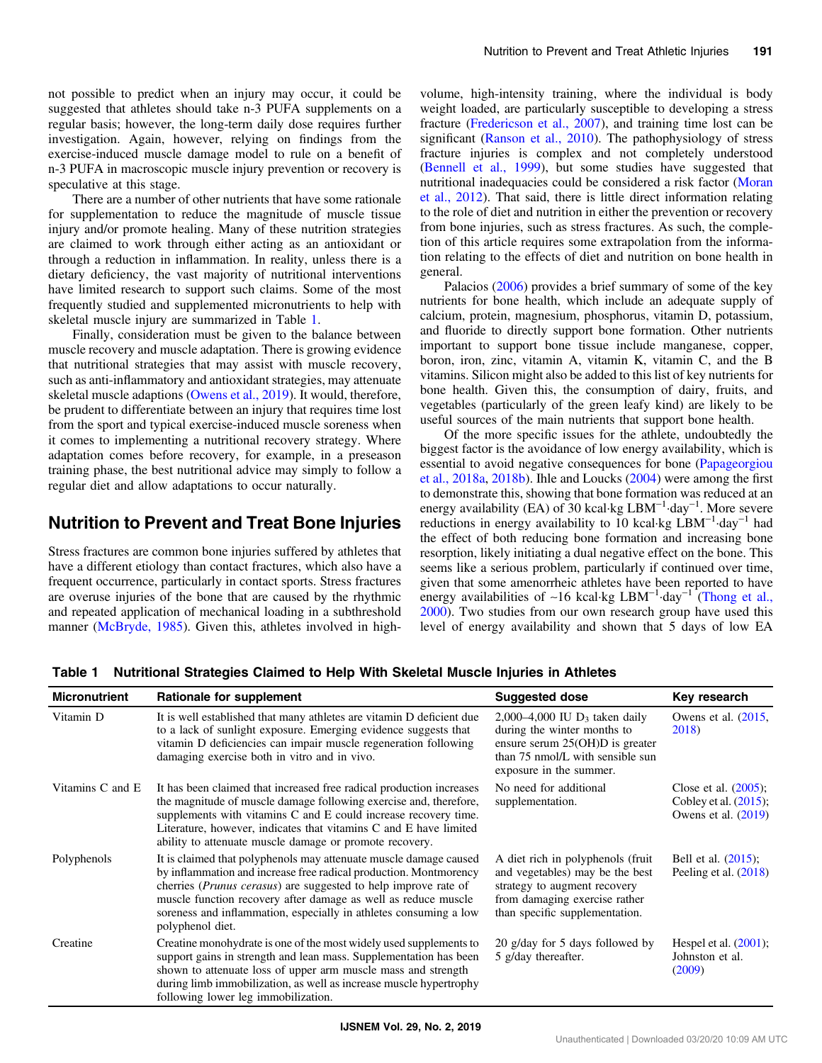not possible to predict when an injury may occur, it could be suggested that athletes should take n-3 PUFA supplements on a regular basis; however, the long-term daily dose requires further investigation. Again, however, relying on findings from the exercise-induced muscle damage model to rule on a benefit of n-3 PUFA in macroscopic muscle injury prevention or recovery is speculative at this stage.

There are a number of other nutrients that have some rationale for supplementation to reduce the magnitude of muscle tissue injury and/or promote healing. Many of these nutrition strategies are claimed to work through either acting as an antioxidant or through a reduction in inflammation. In reality, unless there is a dietary deficiency, the vast majority of nutritional interventions have limited research to support such claims. Some of the most frequently studied and supplemented micronutrients to help with skeletal muscle injury are summarized in Table 1.

Finally, consideration must be given to the balance between muscle recovery and muscle adaptation. There is growing evidence that nutritional strategies that may assist with muscle recovery, such as anti-inflammatory and antioxidant strategies, may attenuate skeletal muscle adaptions (Owens et al., 2019). It would, therefore, be prudent to differentiate between an injury that requires time lost from the sport and typical exercise-induced muscle soreness when it comes to implementing a nutritional recovery strategy. Where adaptation comes before recovery, for example, in a preseason training phase, the best nutritional advice may simply to follow a regular diet and allow adaptations to occur naturally.

## Nutrition to Prevent and Treat Bone Injuries

Stress fractures are common bone injuries suffered by athletes that have a different etiology than contact fractures, which also have a frequent occurrence, particularly in contact sports. Stress fractures are overuse injuries of the bone that are caused by the rhythmic and repeated application of mechanical loading in a subthreshold manner (McBryde, 1985). Given this, athletes involved in high-volume, high-intensity training, where the individual is body weight loaded, are particularly susceptible to developing a stress fracture (Fredericson et al., 2007), and training time lost can be significant (Ranson et al., 2010). The pathophysiology of stress fracture injuries is complex and not completely understood (Bennell et al., 1999), but some studies have suggested that nutritional inadequacies could be considered a risk factor (Moran et al., 2012). That said, there is little direct information relating to the role of diet and nutrition in either the prevention or recovery from bone injuries, such as stress fractures. As such, the completion of this article requires some extrapolation from the information relating to the effects of diet and nutrition on bone health in general.

Palacios (2006) provides a brief summary of some of the key nutrients for bone health, which include an adequate supply of calcium, protein, magnesium, phosphorus, vitamin D, potassium, and fluoride to directly support bone formation. Other nutrients important to support bone tissue include manganese, copper, boron, iron, zinc, vitamin A, vitamin K, vitamin C, and the B vitamins. Silicon might also be added to this list of key nutrients for bone health. Given this, the consumption of dairy, fruits, and vegetables (particularly of the green leafy kind) are likely to be useful sources of the main nutrients that support bone health.

Of the more specific issues for the athlete, undoubtedly the biggest factor is the avoidance of low energy availability, which is essential to avoid negative consequences for bone (Papageorgiou et al., 2018a, 2018b). Ihle and Loucks (2004) were among the first to demonstrate this, showing that bone formation was reduced at an energy availability (EA) of 30 kcal·kg $LBM^{-1}$·$day^{-1}$. More severe reductions in energy availability to 10 kcal·kg $LBM^{-1}$·$day^{-1}$ had the effect of both reducing bone formation and increasing bone resorption, likely initiating a dual negative effect on the bone. This seems like a serious problem, particularly if continued over time, given that some amenorrheic athletes have been reported to have energy availabilities of ~16 kcal·kg $LBM^{-1}$·$day^{-1}$ (Thong et al., 2000). Two studies from our own research group have used this level of energy availability and shown that 5 days of low EA

**Table 1 Nutritional Strategies Claimed to Help With Skeletal Muscle Injuries in Athletes**

| Micronutrient | Rationale for supplement | Suggested dose | Key research |
|---|---|---|---|
| Vitamin D | It is well established that many athletes are vitamin D deficient due to a lack of sunlight exposure. Emerging evidence suggests that vitamin D deficiencies can impair muscle regeneration following damaging exercise both in vitro and in vivo. | 2,000–4,000 IU $D_3$ taken daily during the winter months to ensure serum 25(OH)D is greater than 75 nmol/L with sensible sun exposure in the summer. | Owens et al. (2015, 2018) |
| Vitamins C and E | It has been claimed that increased free radical production increases the magnitude of muscle damage following exercise and, therefore, supplements with vitamins C and E could increase recovery time. Literature, however, indicates that vitamins C and E have limited ability to attenuate muscle damage or promote recovery. | No need for additional supplementation. | Close et al. (2005); Cobley et al. (2015); Owens et al. (2019) |
| Polyphenols | It is claimed that polyphenols may attenuate muscle damage caused by inflammation and increase free radical production. Montmorency cherries (*Prunus cerasus*) are suggested to help improve rate of muscle function recovery after damage as well as reduce muscle soreness and inflammation, especially in athletes consuming a low polyphenol diet. | A diet rich in polyphenols (fruit and vegetables) may be the best strategy to augment recovery from damaging exercise rather than specific supplementation. | Bell et al. (2015); Peeling et al. (2018) |
| Creatine | Creatine monohydrate is one of the most widely used supplements to support gains in strength and lean mass. Supplementation has been shown to attenuate loss of upper arm muscle mass and strength during limb immobilization, as well as increase muscle hypertrophy following lower leg immobilization. | 20 g/day for 5 days followed by 5 g/day thereafter. | Hespel et al. (2001); Johnston et al. (2009) |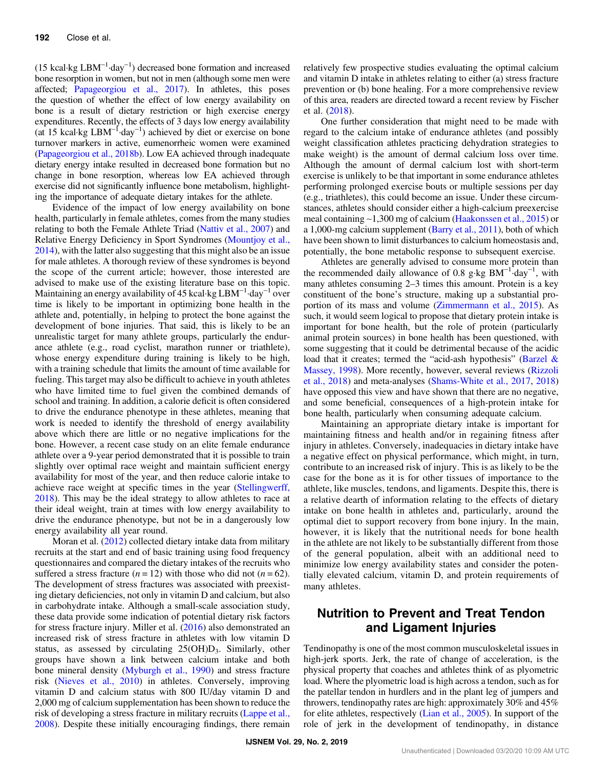(15 kcal·kg $LBM^{-1}$·$day^{-1}$) decreased bone formation and increased bone resorption in women, but not in men (although some men were affected; Papageorgiou et al., 2017). In athletes, this poses the question of whether the effect of low energy availability on bone is a result of dietary restriction or high exercise energy expenditures. Recently, the effects of 3 days low energy availability (at 15 kcal·kg $LBM^{-1}$·$day^{-1}$) achieved by diet or exercise on bone turnover markers in active, eumenorrheic women were examined (Papageorgiou et al., 2018b). Low EA achieved through inadequate dietary energy intake resulted in decreased bone formation but no change in bone resorption, whereas low EA achieved through exercise did not significantly influence bone metabolism, highlighting the importance of adequate dietary intakes for the athlete.

Evidence of the impact of low energy availability on bone health, particularly in female athletes, comes from the many studies relating to both the Female Athlete Triad (Nattiv et al., 2007) and Relative Energy Deficiency in Sport Syndromes (Mountjoy et al., 2014), with the latter also suggesting that this might also be an issue for male athletes. A thorough review of these syndromes is beyond the scope of the current article; however, those interested are advised to make use of the existing literature base on this topic. Maintaining an energy availability of 45 kcal·kg $LBM^{-1}$·$day^{-1}$ over time is likely to be important in optimizing bone health in the athlete and, potentially, in helping to protect the bone against the development of bone injuries. That said, this is likely to be an unrealistic target for many athlete groups, particularly the endurance athlete (e.g., road cyclist, marathon runner or triathlete), whose energy expenditure during training is likely to be high, with a training schedule that limits the amount of time available for fueling. This target may also be difficult to achieve in youth athletes who have limited time to fuel given the combined demands of school and training. In addition, a calorie deficit is often considered to drive the endurance phenotype in these athletes, meaning that work is needed to identify the threshold of energy availability above which there are little or no negative implications for the bone. However, a recent case study on an elite female endurance athlete over a 9-year period demonstrated that it is possible to train slightly over optimal race weight and maintain sufficient energy availability for most of the year, and then reduce calorie intake to achieve race weight at specific times in the year (Stellingwerff, 2018). This may be the ideal strategy to allow athletes to race at their ideal weight, train at times with low energy availability to drive the endurance phenotype, but not be in a dangerously low energy availability all year round.

Moran et al. (2012) collected dietary intake data from military recruits at the start and end of basic training using food frequency questionnaires and compared the dietary intakes of the recruits who suffered a stress fracture ($n = 12$) with those who did not ($n = 62$). The development of stress fractures was associated with preexisting dietary deficiencies, not only in vitamin D and calcium, but also in carbohydrate intake. Although a small-scale association study, these data provide some indication of potential dietary risk factors for stress fracture injury. Miller et al. (2016) also demonstrated an increased risk of stress fracture in athletes with low vitamin D status, as assessed by circulating 25(OH)$D_3$. Similarly, other groups have shown a link between calcium intake and both bone mineral density (Myburgh et al., 1990) and stress fracture risk (Nieves et al., 2010) in athletes. Conversely, improving vitamin D and calcium status with 800 IU/day vitamin D and 2,000 mg of calcium supplementation has been shown to reduce the risk of developing a stress fracture in military recruits (Lappe et al., 2008). Despite these initially encouraging findings, there remain relatively few prospective studies evaluating the optimal calcium and vitamin D intake in athletes relating to either (a) stress fracture prevention or (b) bone healing. For a more comprehensive review of this area, readers are directed toward a recent review by Fischer et al. (2018).

One further consideration that might need to be made with regard to the calcium intake of endurance athletes (and possibly weight classification athletes practicing dehydration strategies to make weight) is the amount of dermal calcium loss over time. Although the amount of dermal calcium lost with short-term exercise is unlikely to be that important in some endurance athletes performing prolonged exercise bouts or multiple sessions per day (e.g., triathletes), this could become an issue. Under these circumstances, athletes should consider either a high-calcium preexercise meal containing ~1,300 mg of calcium (Haakonssen et al., 2015) or a 1,000-mg calcium supplement (Barry et al., 2011), both of which have been shown to limit disturbances to calcium homeostasis and, potentially, the bone metabolic response to subsequent exercise.

Athletes are generally advised to consume more protein than the recommended daily allowance of 0.8 g·kg $BM^{-1}$·$day^{-1}$, with many athletes consuming 2–3 times this amount. Protein is a key constituent of the bone's structure, making up a substantial proportion of its mass and volume (Zimmermann et al., 2015). As such, it would seem logical to propose that dietary protein intake is important for bone health, but the role of protein (particularly animal protein sources) in bone health has been questioned, with some suggesting that it could be detrimental because of the acidic load that it creates; termed the "acid-ash hypothesis" (Barzel & Massey, 1998). More recently, however, several reviews (Rizzoli et al., 2018) and meta-analyses (Shams-White et al., 2017, 2018) have opposed this view and have shown that there are no negative, and some beneficial, consequences of a high-protein intake for bone health, particularly when consuming adequate calcium.

Maintaining an appropriate dietary intake is important for maintaining fitness and health and/or in regaining fitness after injury in athletes. Conversely, inadequacies in dietary intake have a negative effect on physical performance, which might, in turn, contribute to an increased risk of injury. This is as likely to be the case for the bone as it is for other tissues of importance to the athlete, like muscles, tendons, and ligaments. Despite this, there is a relative dearth of information relating to the effects of dietary intake on bone health in athletes and, particularly, around the optimal diet to support recovery from bone injury. In the main, however, it is likely that the nutritional needs for bone health in the athlete are not likely to be substantially different from those of the general population, albeit with an additional need to minimize low energy availability states and consider the potentially elevated calcium, vitamin D, and protein requirements of many athletes.

## Nutrition to Prevent and Treat Tendon and Ligament Injuries

Tendinopathy is one of the most common musculoskeletal issues in high-jerk sports. Jerk, the rate of change of acceleration, is the physical property that coaches and athletes think of as plyometric load. Where the plyometric load is high across a tendon, such as for the patellar tendon in hurdlers and in the plant leg of jumpers and throwers, tendinopathy rates are high: approximately 30% and 45% for elite athletes, respectively (Lian et al., 2005). In support of the role of jerk in the development of tendinopathy, in distance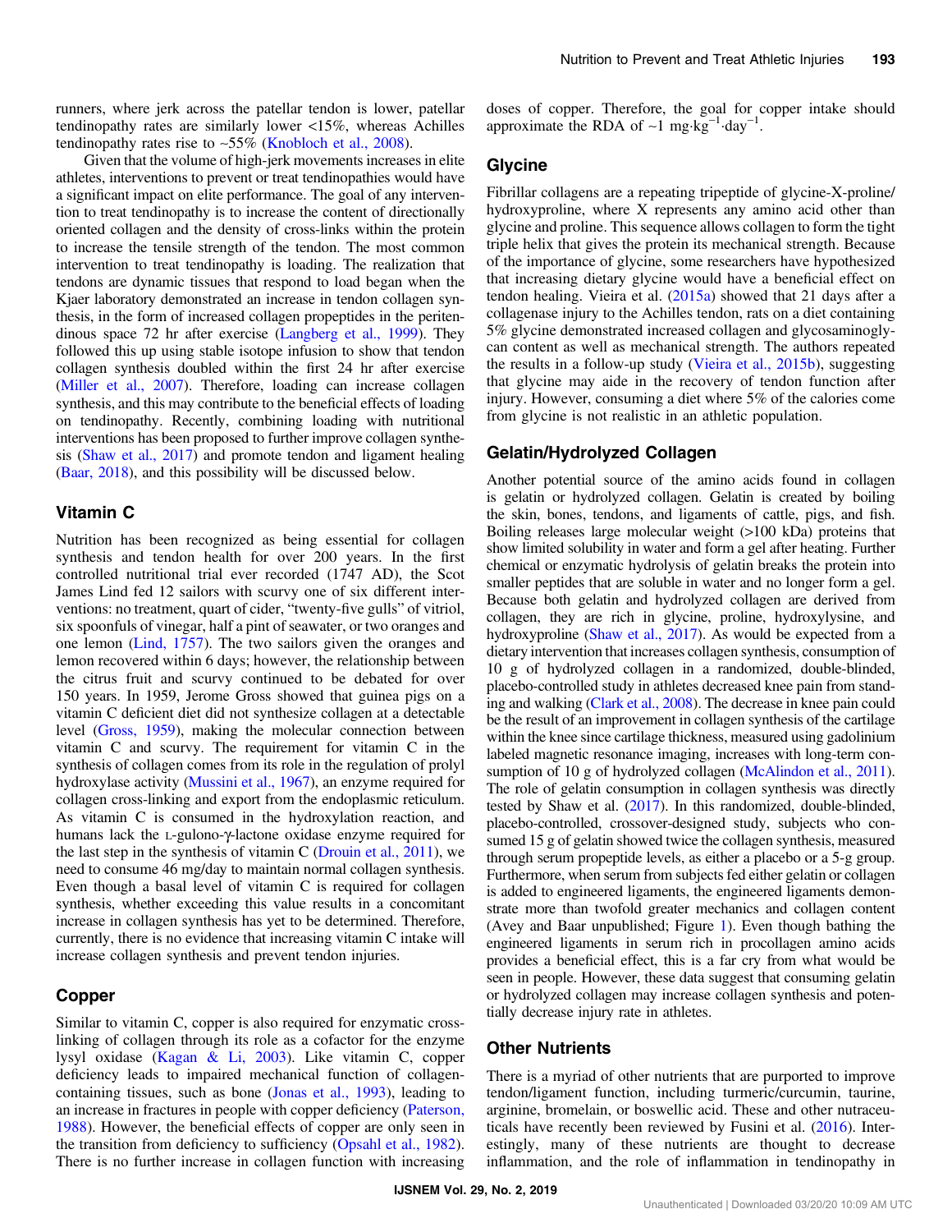runners, where jerk across the patellar tendon is lower, patellar tendinopathy rates are similarly lower <15%, whereas Achilles tendinopathy rates rise to ~55% (Knobloch et al., 2008).

Given that the volume of high-jerk movements increases in elite athletes, interventions to prevent or treat tendinopathies would have a significant impact on elite performance. The goal of any intervention to treat tendinopathy is to increase the content of directionally oriented collagen and the density of cross-links within the protein to increase the tensile strength of the tendon. The most common intervention to treat tendinopathy is loading. The realization that tendons are dynamic tissues that respond to load began when the Kjaer laboratory demonstrated an increase in tendon collagen synthesis, in the form of increased collagen propeptides in the peritendinous space 72 hr after exercise (Langberg et al., 1999). They followed this up using stable isotope infusion to show that tendon collagen synthesis doubled within the first 24 hr after exercise (Miller et al., 2007). Therefore, loading can increase collagen synthesis, and this may contribute to the beneficial effects of loading on tendinopathy. Recently, combining loading with nutritional interventions has been proposed to further improve collagen synthesis (Shaw et al., 2017) and promote tendon and ligament healing (Baar, 2018), and this possibility will be discussed below.

## Vitamin C

Nutrition has been recognized as being essential for collagen synthesis and tendon health for over 200 years. In the first controlled nutritional trial ever recorded (1747 AD), the Scot James Lind fed 12 sailors with scurvy one of six different interventions: no treatment, quart of cider, "twenty-five gulls" of vitriol, six spoonfuls of vinegar, half a pint of seawater, or two oranges and one lemon (Lind, 1757). The two sailors given the oranges and lemon recovered within 6 days; however, the relationship between the citrus fruit and scurvy continued to be debated for over 150 years. In 1959, Jerome Gross showed that guinea pigs on a vitamin C deficient diet did not synthesize collagen at a detectable level (Gross, 1959), making the molecular connection between vitamin C and scurvy. The requirement for vitamin C in the synthesis of collagen comes from its role in the regulation of prolyl hydroxylase activity (Mussini et al., 1967), an enzyme required for collagen cross-linking and export from the endoplasmic reticulum. As vitamin C is consumed in the hydroxylation reaction, and humans lack the L-gulono-γ-lactone oxidase enzyme required for the last step in the synthesis of vitamin C (Drouin et al., 2011), we need to consume 46 mg/day to maintain normal collagen synthesis. Even though a basal level of vitamin C is required for collagen synthesis, whether exceeding this value results in a concomitant increase in collagen synthesis has yet to be determined. Therefore, currently, there is no evidence that increasing vitamin C intake will increase collagen synthesis and prevent tendon injuries.

## Copper

Similar to vitamin C, copper is also required for enzymatic cross-linking of collagen through its role as a cofactor for the enzyme lysyl oxidase (Kagan & Li, 2003). Like vitamin C, copper deficiency leads to impaired mechanical function of collagen-containing tissues, such as bone (Jonas et al., 1993), leading to an increase in fractures in people with copper deficiency (Paterson, 1988). However, the beneficial effects of copper are only seen in the transition from deficiency to sufficiency (Opsahl et al., 1982). There is no further increase in collagen function with increasing doses of copper. Therefore, the goal for copper intake should approximate the RDA of ~1 $mg{\cdot}kg^{-1}{\cdot}day^{-1}$.

## Glycine

Fibrillar collagens are a repeating tripeptide of glycine-X-proline/hydroxyproline, where X represents any amino acid other than glycine and proline. This sequence allows collagen to form the tight triple helix that gives the protein its mechanical strength. Because of the importance of glycine, some researchers have hypothesized that increasing dietary glycine would have a beneficial effect on tendon healing. Vieira et al. (2015a) showed that 21 days after a collagenase injury to the Achilles tendon, rats on a diet containing 5% glycine demonstrated increased collagen and glycosaminoglycan content as well as mechanical strength. The authors repeated the results in a follow-up study (Vieira et al., 2015b), suggesting that glycine may aide in the recovery of tendon function after injury. However, consuming a diet where 5% of the calories come from glycine is not realistic in an athletic population.

## Gelatin/Hydrolyzed Collagen

Another potential source of the amino acids found in collagen is gelatin or hydrolyzed collagen. Gelatin is created by boiling the skin, bones, tendons, and ligaments of cattle, pigs, and fish. Boiling releases large molecular weight (>100 kDa) proteins that show limited solubility in water and form a gel after heating. Further chemical or enzymatic hydrolysis of gelatin breaks the protein into smaller peptides that are soluble in water and no longer form a gel. Because both gelatin and hydrolyzed collagen are derived from collagen, they are rich in glycine, proline, hydroxylysine, and hydroxyproline (Shaw et al., 2017). As would be expected from a dietary intervention that increases collagen synthesis, consumption of 10 g of hydrolyzed collagen in a randomized, double-blinded, placebo-controlled study in athletes decreased knee pain from standing and walking (Clark et al., 2008). The decrease in knee pain could be the result of an improvement in collagen synthesis of the cartilage within the knee since cartilage thickness, measured using gadolinium labeled magnetic resonance imaging, increases with long-term consumption of 10 g of hydrolyzed collagen (McAlindon et al., 2011). The role of gelatin consumption in collagen synthesis was directly tested by Shaw et al. (2017). In this randomized, double-blinded, placebo-controlled, crossover-designed study, subjects who consumed 15 g of gelatin showed twice the collagen synthesis, measured through serum propeptide levels, as either a placebo or a 5-g group. Furthermore, when serum from subjects fed either gelatin or collagen is added to engineered ligaments, the engineered ligaments demonstrate more than twofold greater mechanics and collagen content (Avey and Baar unpublished; Figure 1). Even though bathing the engineered ligaments in serum rich in procollagen amino acids provides a beneficial effect, this is a far cry from what would be seen in people. However, these data suggest that consuming gelatin or hydrolyzed collagen may increase collagen synthesis and potentially decrease injury rate in athletes.

## Other Nutrients

There is a myriad of other nutrients that are purported to improve tendon/ligament function, including turmeric/curcumin, taurine, arginine, bromelain, or boswellic acid. These and other nutraceuticals have recently been reviewed by Fusini et al. (2016). Interestingly, many of these nutrients are thought to decrease inflammation, and the role of inflammation in tendinopathy in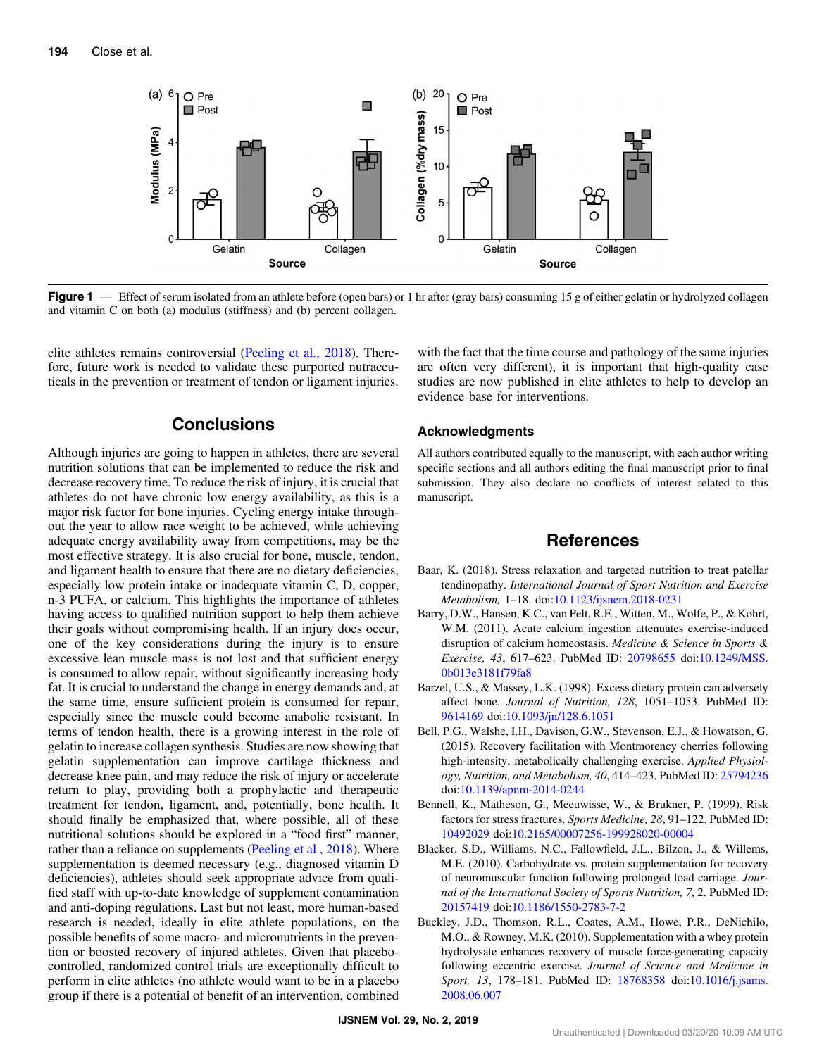**Figure 1** — Effect of serum isolated from an athlete before (open bars) or 1 hr after (gray bars) consuming 15 g of either gelatin or hydrolyzed collagen and vitamin C on both (a) modulus (stiffness) and (b) percent collagen.

elite athletes remains controversial (Peeling et al., 2018). Therefore, future work is needed to validate these purported nutraceuticals in the prevention or treatment of tendon or ligament injuries.

## Conclusions

Although injuries are going to happen in athletes, there are several nutrition solutions that can be implemented to reduce the risk and decrease recovery time. To reduce the risk of injury, it is crucial that athletes do not have chronic low energy availability, as this is a major risk factor for bone injuries. Cycling energy intake throughout the year to allow race weight to be achieved, while achieving adequate energy availability away from competitions, may be the most effective strategy. It is also crucial for bone, muscle, tendon, and ligament health to ensure that there are no dietary deficiencies, especially low protein intake or inadequate vitamin C, D, copper, n-3 PUFA, or calcium. This highlights the importance of athletes having access to qualified nutrition support to help them achieve their goals without compromising health. If an injury does occur, one of the key considerations during the injury is to ensure excessive lean muscle mass is not lost and that sufficient energy is consumed to allow repair, without significantly increasing body fat. It is crucial to understand the change in energy demands and, at the same time, ensure sufficient protein is consumed for repair, especially since the muscle could become anabolic resistant. In terms of tendon health, there is a growing interest in the role of gelatin to increase collagen synthesis. Studies are now showing that gelatin supplementation can improve cartilage thickness and decrease knee pain, and may reduce the risk of injury or accelerate return to play, providing both a prophylactic and therapeutic treatment for tendon, ligament, and, potentially, bone health. It should finally be emphasized that, where possible, all of these nutritional solutions should be explored in a "food first" manner, rather than a reliance on supplements (Peeling et al., 2018). Where supplementation is deemed necessary (e.g., diagnosed vitamin D deficiencies), athletes should seek appropriate advice from qualified staff with up-to-date knowledge of supplement contamination and anti-doping regulations. Last but not least, more human-based research is needed, ideally in elite athlete populations, on the possible benefits of some macro- and micronutrients in the prevention or boosted recovery of injured athletes. Given that placebo-controlled, randomized control trials are exceptionally difficult to perform in elite athletes (no athlete would want to be in a placebo group if there is a potential of benefit of an intervention, combined with the fact that the time course and pathology of the same injuries are often very different), it is important that high-quality case studies are now published in elite athletes to help to develop an evidence base for interventions.

### Acknowledgments

All authors contributed equally to the manuscript, with each author writing specific sections and all authors editing the final manuscript prior to final submission. They also declare no conflicts of interest related to this manuscript.

## References

Baar, K. (2018). Stress relaxation and targeted nutrition to treat patellar tendinopathy. *International Journal of Sport Nutrition and Exercise Metabolism,* 1–18. doi:10.1123/ijsnem.2018-0231

Barry, D.W., Hansen, K.C., van Pelt, R.E., Witten, M., Wolfe, P., & Kohrt, W.M. (2011). Acute calcium ingestion attenuates exercise-induced disruption of calcium homeostasis. *Medicine & Science in Sports & Exercise, 43*, 617–623. PubMed ID: 20798655 doi:10.1249/MSS.0b013e3181f79fa8

Barzel, U.S., & Massey, L.K. (1998). Excess dietary protein can adversely affect bone. *Journal of Nutrition, 128*, 1051–1053. PubMed ID: 9614169 doi:10.1093/jn/128.6.1051

Bell, P.G., Walshe, I.H., Davison, G.W., Stevenson, E.J., & Howatson, G. (2015). Recovery facilitation with Montmorency cherries following high-intensity, metabolically challenging exercise. *Applied Physiology, Nutrition, and Metabolism, 40*, 414–423. PubMed ID: 25794236 doi:10.1139/apnm-2014-0244

Bennell, K., Matheson, G., Meeuwisse, W., & Brukner, P. (1999). Risk factors for stress fractures. *Sports Medicine, 28*, 91–122. PubMed ID: 10492029 doi:10.2165/00007256-199928020-00004

Blacker, S.D., Williams, N.C., Fallowfield, J.L., Bilzon, J., & Willems, M.E. (2010). Carbohydrate vs. protein supplementation for recovery of neuromuscular function following prolonged load carriage. *Journal of the International Society of Sports Nutrition, 7*, 2. PubMed ID: 20157419 doi:10.1186/1550-2783-7-2

Buckley, J.D., Thomson, R.L., Coates, A.M., Howe, P.R., DeNichilo, M.O., & Rowney, M.K. (2010). Supplementation with a whey protein hydrolysate enhances recovery of muscle force-generating capacity following eccentric exercise. *Journal of Science and Medicine in Sport, 13*, 178–181. PubMed ID: 18768358 doi:10.1016/j.jsams.2008.06.007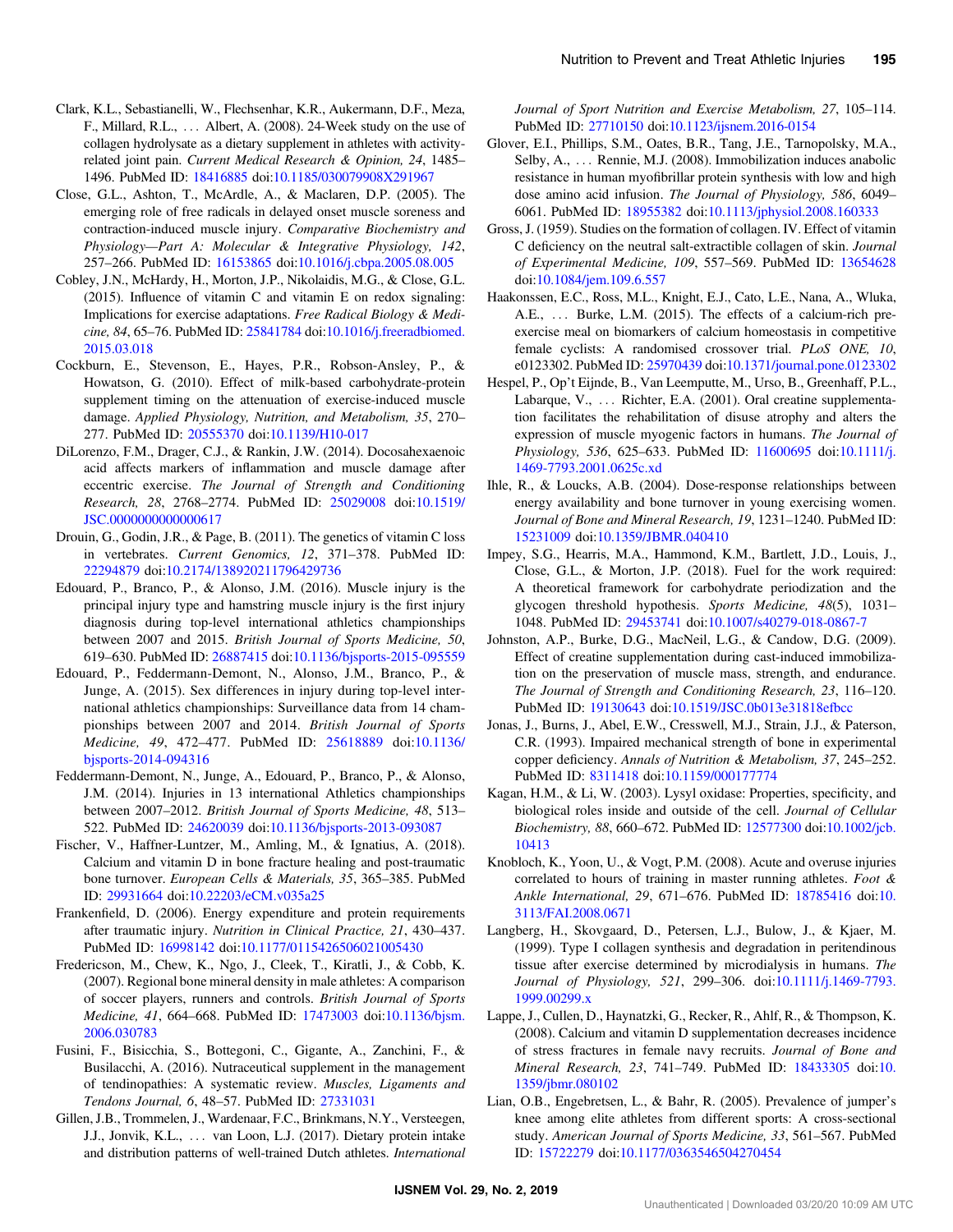Clark, K.L., Sebastianelli, W., Flechsenhar, K.R., Aukermann, D.F., Meza, F., Millard, R.L., … Albert, A. (2008). 24-Week study on the use of collagen hydrolysate as a dietary supplement in athletes with activity-related joint pain. *Current Medical Research & Opinion, 24*, 1485–1496. PubMed ID: 18416885 doi:10.1185/030079908X291967

Close, G.L., Ashton, T., McArdle, A., & Maclaren, D.P. (2005). The emerging role of free radicals in delayed onset muscle soreness and contraction-induced muscle injury. *Comparative Biochemistry and Physiology—Part A: Molecular & Integrative Physiology, 142*, 257–266. PubMed ID: 16153865 doi:10.1016/j.cbpa.2005.08.005

Cobley, J.N., McHardy, H., Morton, J.P., Nikolaidis, M.G., & Close, G.L. (2015). Influence of vitamin C and vitamin E on redox signaling: Implications for exercise adaptations. *Free Radical Biology & Medicine, 84*, 65–76. PubMed ID: 25841784 doi:10.1016/j.freeradbiomed.2015.03.018

Cockburn, E., Stevenson, E., Hayes, P.R., Robson-Ansley, P., & Howatson, G. (2010). Effect of milk-based carbohydrate-protein supplement timing on the attenuation of exercise-induced muscle damage. *Applied Physiology, Nutrition, and Metabolism, 35*, 270–277. PubMed ID: 20555370 doi:10.1139/H10-017

DiLorenzo, F.M., Drager, C.J., & Rankin, J.W. (2014). Docosahexaenoic acid affects markers of inflammation and muscle damage after eccentric exercise. *The Journal of Strength and Conditioning Research, 28*, 2768–2774. PubMed ID: 25029008 doi:10.1519/JSC.0000000000000617

Drouin, G., Godin, J.R., & Page, B. (2011). The genetics of vitamin C loss in vertebrates. *Current Genomics, 12*, 371–378. PubMed ID: 22294879 doi:10.2174/138920211796429736

Edouard, P., Branco, P., & Alonso, J.M. (2016). Muscle injury is the principal injury type and hamstring muscle injury is the first injury diagnosis during top-level international athletics championships between 2007 and 2015. *British Journal of Sports Medicine, 50*, 619–630. PubMed ID: 26887415 doi:10.1136/bjsports-2015-095559

Edouard, P., Feddermann-Demont, N., Alonso, J.M., Branco, P., & Junge, A. (2015). Sex differences in injury during top-level international athletics championships: Surveillance data from 14 championships between 2007 and 2014. *British Journal of Sports Medicine, 49*, 472–477. PubMed ID: 25618889 doi:10.1136/bjsports-2014-094316

Feddermann-Demont, N., Junge, A., Edouard, P., Branco, P., & Alonso, J.M. (2014). Injuries in 13 international Athletics championships between 2007–2012. *British Journal of Sports Medicine, 48*, 513–522. PubMed ID: 24620039 doi:10.1136/bjsports-2013-093087

Fischer, V., Haffner-Luntzer, M., Amling, M., & Ignatius, A. (2018). Calcium and vitamin D in bone fracture healing and post-traumatic bone turnover. *European Cells & Materials, 35*, 365–385. PubMed ID: 29931664 doi:10.22203/eCM.v035a25

Frankenfield, D. (2006). Energy expenditure and protein requirements after traumatic injury. *Nutrition in Clinical Practice, 21*, 430–437. PubMed ID: 16998142 doi:10.1177/0115426506021005430

Fredericson, M., Chew, K., Ngo, J., Cleek, T., Kiratli, J., & Cobb, K. (2007). Regional bone mineral density in male athletes: A comparison of soccer players, runners and controls. *British Journal of Sports Medicine, 41*, 664–668. PubMed ID: 17473003 doi:10.1136/bjsm.2006.030783

Fusini, F., Bisicchia, S., Bottegoni, C., Gigante, A., Zanchini, F., & Busilacchi, A. (2016). Nutraceutical supplement in the management of tendinopathies: A systematic review. *Muscles, Ligaments and Tendons Journal, 6*, 48–57. PubMed ID: 27331031

Gillen, J.B., Trommelen, J., Wardenaar, F.C., Brinkmans, N.Y., Versteegen, J.J., Jonvik, K.L., … van Loon, L.J. (2017). Dietary protein intake and distribution patterns of well-trained Dutch athletes. *International Journal of Sport Nutrition and Exercise Metabolism, 27*, 105–114. PubMed ID: 27710150 doi:10.1123/ijsnem.2016-0154

Glover, E.I., Phillips, S.M., Oates, B.R., Tang, J.E., Tarnopolsky, M.A., Selby, A., … Rennie, M.J. (2008). Immobilization induces anabolic resistance in human myofibrillar protein synthesis with low and high dose amino acid infusion. *The Journal of Physiology, 586*, 6049–6061. PubMed ID: 18955382 doi:10.1113/jphysiol.2008.160333

Gross, J. (1959). Studies on the formation of collagen. IV. Effect of vitamin C deficiency on the neutral salt-extractible collagen of skin. *Journal of Experimental Medicine, 109*, 557–569. PubMed ID: 13654628 doi:10.1084/jem.109.6.557

Haakonssen, E.C., Ross, M.L., Knight, E.J., Cato, L.E., Nana, A., Wluka, A.E., … Burke, L.M. (2015). The effects of a calcium-rich pre-exercise meal on biomarkers of calcium homeostasis in competitive female cyclists: A randomised crossover trial. *PLoS ONE, 10*, e0123302. PubMed ID: 25970439 doi:10.1371/journal.pone.0123302

Hespel, P., Op't Eijnde, B., Van Leemputte, M., Urso, B., Greenhaff, P.L., Labarque, V., … Richter, E.A. (2001). Oral creatine supplementation facilitates the rehabilitation of disuse atrophy and alters the expression of muscle myogenic factors in humans. *The Journal of Physiology, 536*, 625–633. PubMed ID: 11600695 doi:10.1111/j.1469-7793.2001.0625c.xd

Ihle, R., & Loucks, A.B. (2004). Dose-response relationships between energy availability and bone turnover in young exercising women. *Journal of Bone and Mineral Research, 19*, 1231–1240. PubMed ID: 15231009 doi:10.1359/JBMR.040410

Impey, S.G., Hearris, M.A., Hammond, K.M., Bartlett, J.D., Louis, J., Close, G.L., & Morton, J.P. (2018). Fuel for the work required: A theoretical framework for carbohydrate periodization and the glycogen threshold hypothesis. *Sports Medicine, 48*(5), 1031–1048. PubMed ID: 29453741 doi:10.1007/s40279-018-0867-7

Johnston, A.P., Burke, D.G., MacNeil, L.G., & Candow, D.G. (2009). Effect of creatine supplementation during cast-induced immobilization on the preservation of muscle mass, strength, and endurance. *The Journal of Strength and Conditioning Research, 23*, 116–120. PubMed ID: 19130643 doi:10.1519/JSC.0b013e31818efbcc

Jonas, J., Burns, J., Abel, E.W., Cresswell, M.J., Strain, J.J., & Paterson, C.R. (1993). Impaired mechanical strength of bone in experimental copper deficiency. *Annals of Nutrition & Metabolism, 37*, 245–252. PubMed ID: 8311418 doi:10.1159/000177774

Kagan, H.M., & Li, W. (2003). Lysyl oxidase: Properties, specificity, and biological roles inside and outside of the cell. *Journal of Cellular Biochemistry, 88*, 660–672. PubMed ID: 12577300 doi:10.1002/jcb.10413

Knobloch, K., Yoon, U., & Vogt, P.M. (2008). Acute and overuse injuries correlated to hours of training in master running athletes. *Foot & Ankle International, 29*, 671–676. PubMed ID: 18785416 doi:10.3113/FAI.2008.0671

Langberg, H., Skovgaard, D., Petersen, L.J., Bulow, J., & Kjaer, M. (1999). Type I collagen synthesis and degradation in peritendinous tissue after exercise determined by microdialysis in humans. *The Journal of Physiology, 521*, 299–306. doi:10.1111/j.1469-7793.1999.00299.x

Lappe, J., Cullen, D., Haynatzki, G., Recker, R., Ahlf, R., & Thompson, K. (2008). Calcium and vitamin D supplementation decreases incidence of stress fractures in female navy recruits. *Journal of Bone and Mineral Research, 23*, 741–749. PubMed ID: 18433305 doi:10.1359/jbmr.080102

Lian, O.B., Engebretsen, L., & Bahr, R. (2005). Prevalence of jumper's knee among elite athletes from different sports: A cross-sectional study. *American Journal of Sports Medicine, 33*, 561–567. PubMed ID: 15722279 doi:10.1177/0363546504270454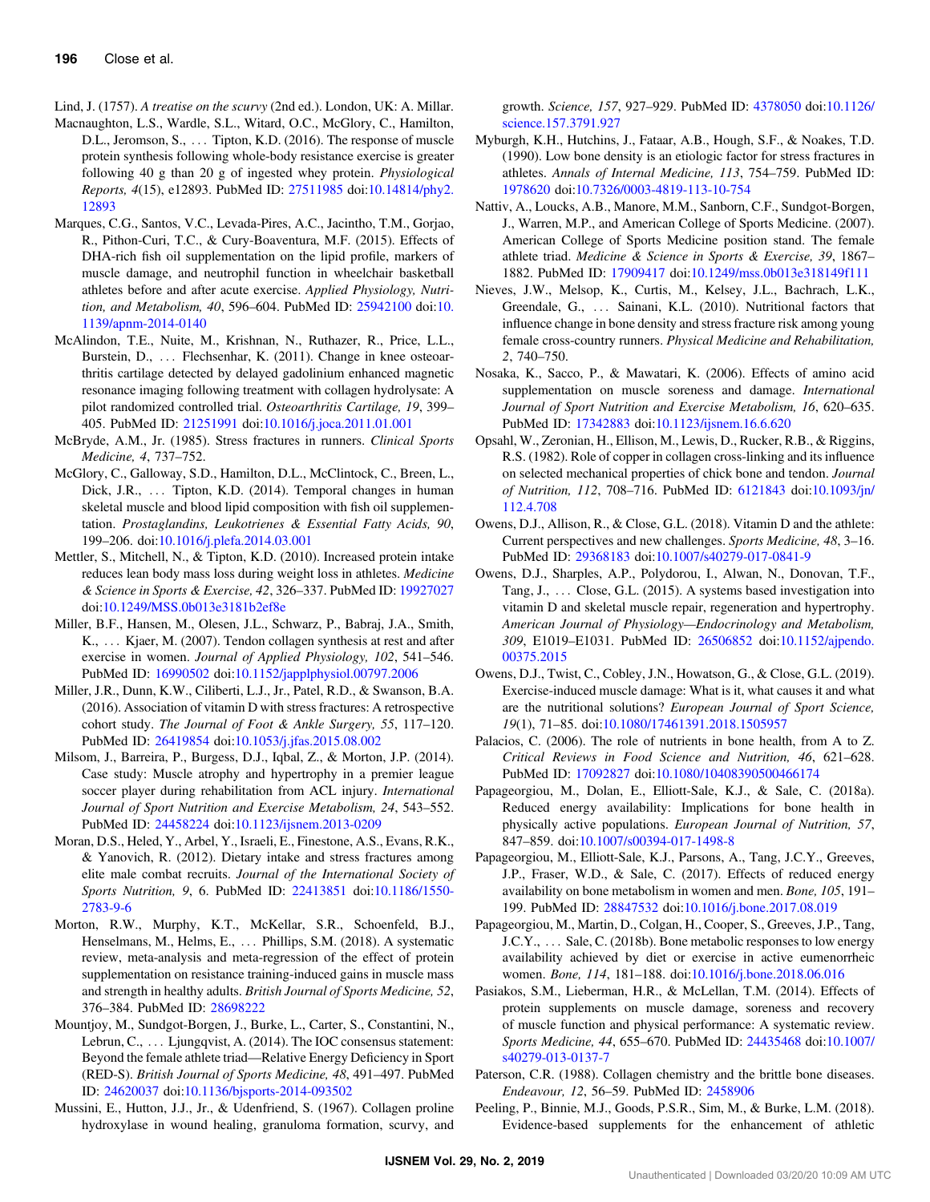Lind, J. (1757). *A treatise on the scurvy* (2nd ed.). London, UK: A. Millar.

Macnaughton, L.S., Wardle, S.L., Witard, O.C., McGlory, C., Hamilton, D.L., Jeromson, S., … Tipton, K.D. (2016). The response of muscle protein synthesis following whole-body resistance exercise is greater following 40 g than 20 g of ingested whey protein. *Physiological Reports, 4*(15), e12893. PubMed ID: 27511985 doi:10.14814/phy2.12893

Marques, C.G., Santos, V.C., Levada-Pires, A.C., Jacintho, T.M., Gorjao, R., Pithon-Curi, T.C., & Cury-Boaventura, M.F. (2015). Effects of DHA-rich fish oil supplementation on the lipid profile, markers of muscle damage, and neutrophil function in wheelchair basketball athletes before and after acute exercise. *Applied Physiology, Nutrition, and Metabolism, 40*, 596–604. PubMed ID: 25942100 doi:10.1139/apnm-2014-0140

McAlindon, T.E., Nuite, M., Krishnan, N., Ruthazer, R., Price, L.L., Burstein, D., … Flechsenhar, K. (2011). Change in knee osteoarthritis cartilage detected by delayed gadolinium enhanced magnetic resonance imaging following treatment with collagen hydrolysate: A pilot randomized controlled trial. *Osteoarthritis Cartilage, 19*, 399–405. PubMed ID: 21251991 doi:10.1016/j.joca.2011.01.001

McBryde, A.M., Jr. (1985). Stress fractures in runners. *Clinical Sports Medicine, 4*, 737–752.

McGlory, C., Galloway, S.D., Hamilton, D.L., McClintock, C., Breen, L., Dick, J.R., … Tipton, K.D. (2014). Temporal changes in human skeletal muscle and blood lipid composition with fish oil supplementation. *Prostaglandins, Leukotrienes & Essential Fatty Acids, 90*, 199–206. doi:10.1016/j.plefa.2014.03.001

Mettler, S., Mitchell, N., & Tipton, K.D. (2010). Increased protein intake reduces lean body mass loss during weight loss in athletes. *Medicine & Science in Sports & Exercise, 42*, 326–337. PubMed ID: 19927027 doi:10.1249/MSS.0b013e3181b2ef8e

Miller, B.F., Hansen, M., Olesen, J.L., Schwarz, P., Babraj, J.A., Smith, K., … Kjaer, M. (2007). Tendon collagen synthesis at rest and after exercise in women. *Journal of Applied Physiology, 102*, 541–546. PubMed ID: 16990502 doi:10.1152/japplphysiol.00797.2006

Miller, J.R., Dunn, K.W., Ciliberti, L.J., Jr., Patel, R.D., & Swanson, B.A. (2016). Association of vitamin D with stress fractures: A retrospective cohort study. *The Journal of Foot & Ankle Surgery, 55*, 117–120. PubMed ID: 26419854 doi:10.1053/j.jfas.2015.08.002

Milsom, J., Barreira, P., Burgess, D.J., Iqbal, Z., & Morton, J.P. (2014). Case study: Muscle atrophy and hypertrophy in a premier league soccer player during rehabilitation from ACL injury. *International Journal of Sport Nutrition and Exercise Metabolism, 24*, 543–552. PubMed ID: 24458224 doi:10.1123/ijsnem.2013-0209

Moran, D.S., Heled, Y., Arbel, Y., Israeli, E., Finestone, A.S., Evans, R.K., & Yanovich, R. (2012). Dietary intake and stress fractures among elite male combat recruits. *Journal of the International Society of Sports Nutrition, 9*, 6. PubMed ID: 22413851 doi:10.1186/1550-2783-9-6

Morton, R.W., Murphy, K.T., McKellar, S.R., Schoenfeld, B.J., Henselmans, M., Helms, E., … Phillips, S.M. (2018). A systematic review, meta-analysis and meta-regression of the effect of protein supplementation on resistance training-induced gains in muscle mass and strength in healthy adults. *British Journal of Sports Medicine, 52*, 376–384. PubMed ID: 28698222

Mountjoy, M., Sundgot-Borgen, J., Burke, L., Carter, S., Constantini, N., Lebrun, C., … Ljungqvist, A. (2014). The IOC consensus statement: Beyond the female athlete triad—Relative Energy Deficiency in Sport (RED-S). *British Journal of Sports Medicine, 48*, 491–497. PubMed ID: 24620037 doi:10.1136/bjsports-2014-093502

Mussini, E., Hutton, J.J., Jr., & Udenfriend, S. (1967). Collagen proline hydroxylase in wound healing, granuloma formation, scurvy, and growth. *Science, 157*, 927–929. PubMed ID: 4378050 doi:10.1126/science.157.3791.927

Myburgh, K.H., Hutchins, J., Fataar, A.B., Hough, S.F., & Noakes, T.D. (1990). Low bone density is an etiologic factor for stress fractures in athletes. *Annals of Internal Medicine, 113*, 754–759. PubMed ID: 1978620 doi:10.7326/0003-4819-113-10-754

Nattiv, A., Loucks, A.B., Manore, M.M., Sanborn, C.F., Sundgot-Borgen, J., Warren, M.P., and American College of Sports Medicine. (2007). American College of Sports Medicine position stand. The female athlete triad. *Medicine & Science in Sports & Exercise, 39*, 1867–1882. PubMed ID: 17909417 doi:10.1249/mss.0b013e318149f111

Nieves, J.W., Melsop, K., Curtis, M., Kelsey, J.L., Bachrach, L.K., Greendale, G., … Sainani, K.L. (2010). Nutritional factors that influence change in bone density and stress fracture risk among young female cross-country runners. *Physical Medicine and Rehabilitation, 2*, 740–750.

Nosaka, K., Sacco, P., & Mawatari, K. (2006). Effects of amino acid supplementation on muscle soreness and damage. *International Journal of Sport Nutrition and Exercise Metabolism, 16*, 620–635. PubMed ID: 17342883 doi:10.1123/ijsnem.16.6.620

Opsahl, W., Zeronian, H., Ellison, M., Lewis, D., Rucker, R.B., & Riggins, R.S. (1982). Role of copper in collagen cross-linking and its influence on selected mechanical properties of chick bone and tendon. *Journal of Nutrition, 112*, 708–716. PubMed ID: 6121843 doi:10.1093/jn/112.4.708

Owens, D.J., Allison, R., & Close, G.L. (2018). Vitamin D and the athlete: Current perspectives and new challenges. *Sports Medicine, 48*, 3–16. PubMed ID: 29368183 doi:10.1007/s40279-017-0841-9

Owens, D.J., Sharples, A.P., Polydorou, I., Alwan, N., Donovan, T.F., Tang, J., … Close, G.L. (2015). A systems based investigation into vitamin D and skeletal muscle repair, regeneration and hypertrophy. *American Journal of Physiology—Endocrinology and Metabolism, 309*, E1019–E1031. PubMed ID: 26506852 doi:10.1152/ajpendo.00375.2015

Owens, D.J., Twist, C., Cobley, J.N., Howatson, G., & Close, G.L. (2019). Exercise-induced muscle damage: What is it, what causes it and what are the nutritional solutions? *European Journal of Sport Science, 19*(1), 71–85. doi:10.1080/17461391.2018.1505957

Palacios, C. (2006). The role of nutrients in bone health, from A to Z. *Critical Reviews in Food Science and Nutrition, 46*, 621–628. PubMed ID: 17092827 doi:10.1080/10408390500466174

Papageorgiou, M., Dolan, E., Elliott-Sale, K.J., & Sale, C. (2018a). Reduced energy availability: Implications for bone health in physically active populations. *European Journal of Nutrition, 57*, 847–859. doi:10.1007/s00394-017-1498-8

Papageorgiou, M., Elliott-Sale, K.J., Parsons, A., Tang, J.C.Y., Greeves, J.P., Fraser, W.D., & Sale, C. (2017). Effects of reduced energy availability on bone metabolism in women and men. *Bone, 105*, 191–199. PubMed ID: 28847532 doi:10.1016/j.bone.2017.08.019

Papageorgiou, M., Martin, D., Colgan, H., Cooper, S., Greeves, J.P., Tang, J.C.Y., … Sale, C. (2018b). Bone metabolic responses to low energy availability achieved by diet or exercise in active eumenorrheic women. *Bone, 114*, 181–188. doi:10.1016/j.bone.2018.06.016

Pasiakos, S.M., Lieberman, H.R., & McLellan, T.M. (2014). Effects of protein supplements on muscle damage, soreness and recovery of muscle function and physical performance: A systematic review. *Sports Medicine, 44*, 655–670. PubMed ID: 24435468 doi:10.1007/s40279-013-0137-7

Paterson, C.R. (1988). Collagen chemistry and the brittle bone diseases. *Endeavour, 12*, 56–59. PubMed ID: 2458906

Peeling, P., Binnie, M.J., Goods, P.S.R., Sim, M., & Burke, L.M. (2018). Evidence-based supplements for the enhancement of athletic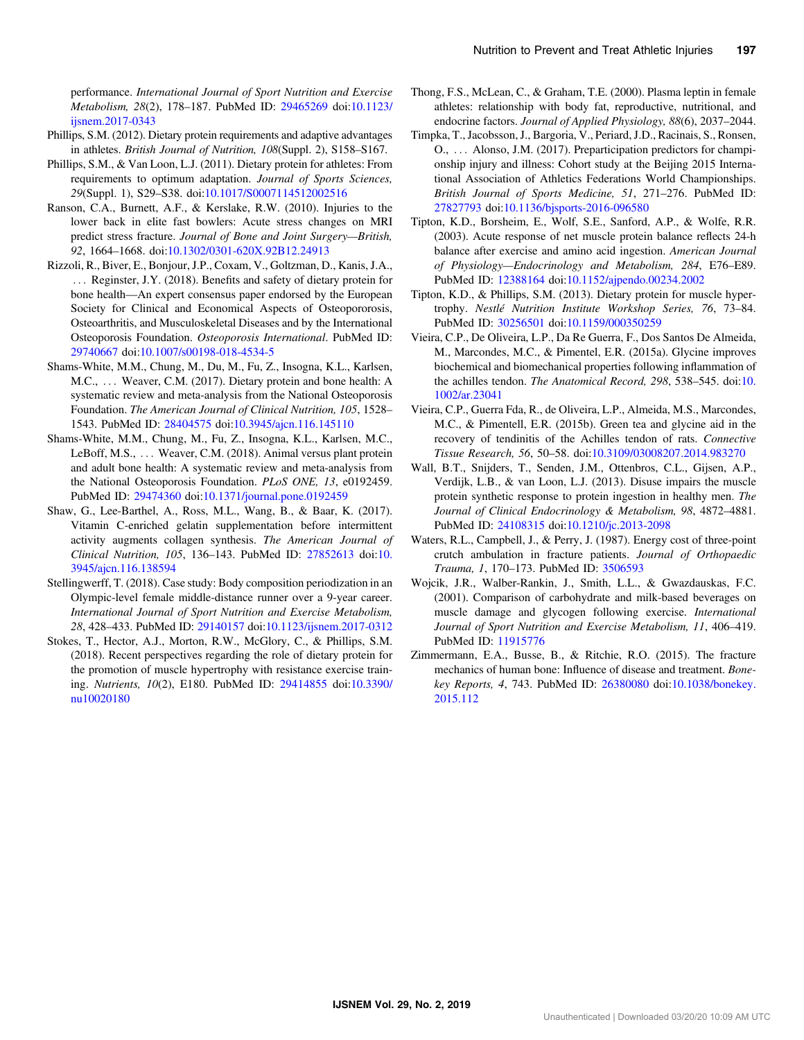performance. *International Journal of Sport Nutrition and Exercise Metabolism, 28*(2), 178–187. PubMed ID: 29465269 doi:10.1123/ijsnem.2017-0343

Phillips, S.M. (2012). Dietary protein requirements and adaptive advantages in athletes. *British Journal of Nutrition, 108*(Suppl. 2), S158–S167.

Phillips, S.M., & Van Loon, L.J. (2011). Dietary protein for athletes: From requirements to optimum adaptation. *Journal of Sports Sciences, 29*(Suppl. 1), S29–S38. doi:10.1017/S0007114512002516

Ranson, C.A., Burnett, A.F., & Kerslake, R.W. (2010). Injuries to the lower back in elite fast bowlers: Acute stress changes on MRI predict stress fracture. *Journal of Bone and Joint Surgery—British, 92*, 1664–1668. doi:10.1302/0301-620X.92B12.24913

Rizzoli, R., Biver, E., Bonjour, J.P., Coxam, V., Goltzman, D., Kanis, J.A., . . . Reginster, J.Y. (2018). Benefits and safety of dietary protein for bone health—An expert consensus paper endorsed by the European Society for Clinical and Economical Aspects of Osteopororosis, Osteoarthritis, and Musculoskeletal Diseases and by the International Osteoporosis Foundation. *Osteoporosis International*. PubMed ID: 29740667 doi:10.1007/s00198-018-4534-5

Shams-White, M.M., Chung, M., Du, M., Fu, Z., Insogna, K.L., Karlsen, M.C., . . . Weaver, C.M. (2017). Dietary protein and bone health: A systematic review and meta-analysis from the National Osteoporosis Foundation. *The American Journal of Clinical Nutrition, 105*, 1528–1543. PubMed ID: 28404575 doi:10.3945/ajcn.116.145110

Shams-White, M.M., Chung, M., Fu, Z., Insogna, K.L., Karlsen, M.C., LeBoff, M.S., . . . Weaver, C.M. (2018). Animal versus plant protein and adult bone health: A systematic review and meta-analysis from the National Osteoporosis Foundation. *PLoS ONE, 13*, e0192459. PubMed ID: 29474360 doi:10.1371/journal.pone.0192459

Shaw, G., Lee-Barthel, A., Ross, M.L., Wang, B., & Baar, K. (2017). Vitamin C-enriched gelatin supplementation before intermittent activity augments collagen synthesis. *The American Journal of Clinical Nutrition, 105*, 136–143. PubMed ID: 27852613 doi:10.3945/ajcn.116.138594

Stellingwerff, T. (2018). Case study: Body composition periodization in an Olympic-level female middle-distance runner over a 9-year career. *International Journal of Sport Nutrition and Exercise Metabolism, 28*, 428–433. PubMed ID: 29140157 doi:10.1123/ijsnem.2017-0312

Stokes, T., Hector, A.J., Morton, R.W., McGlory, C., & Phillips, S.M. (2018). Recent perspectives regarding the role of dietary protein for the promotion of muscle hypertrophy with resistance exercise training. *Nutrients, 10*(2), E180. PubMed ID: 29414855 doi:10.3390/nu10020180

Thong, F.S., McLean, C., & Graham, T.E. (2000). Plasma leptin in female athletes: relationship with body fat, reproductive, nutritional, and endocrine factors. *Journal of Applied Physiology, 88*(6), 2037–2044.

Timpka, T., Jacobsson, J., Bargoria, V., Periard, J.D., Racinais, S., Ronsen, O., . . . Alonso, J.M. (2017). Preparticipation predictors for championship injury and illness: Cohort study at the Beijing 2015 International Association of Athletics Federations World Championships. *British Journal of Sports Medicine, 51*, 271–276. PubMed ID: 27827793 doi:10.1136/bjsports-2016-096580

Tipton, K.D., Borsheim, E., Wolf, S.E., Sanford, A.P., & Wolfe, R.R. (2003). Acute response of net muscle protein balance reflects 24-h balance after exercise and amino acid ingestion. *American Journal of Physiology—Endocrinology and Metabolism, 284*, E76–E89. PubMed ID: 12388164 doi:10.1152/ajpendo.00234.2002

Tipton, K.D., & Phillips, S.M. (2013). Dietary protein for muscle hypertrophy. *Nestlé Nutrition Institute Workshop Series, 76*, 73–84. PubMed ID: 30256501 doi:10.1159/000350259

Vieira, C.P., De Oliveira, L.P., Da Re Guerra, F., Dos Santos De Almeida, M., Marcondes, M.C., & Pimentel, E.R. (2015a). Glycine improves biochemical and biomechanical properties following inflammation of the achilles tendon. *The Anatomical Record, 298*, 538–545. doi:10.1002/ar.23041

Vieira, C.P., Guerra Fda, R., de Oliveira, L.P., Almeida, M.S., Marcondes, M.C., & Pimentell, E.R. (2015b). Green tea and glycine aid in the recovery of tendinitis of the Achilles tendon of rats. *Connective Tissue Research, 56*, 50–58. doi:10.3109/03008207.2014.983270

Wall, B.T., Snijders, T., Senden, J.M., Ottenbros, C.L., Gijsen, A.P., Verdijk, L.B., & van Loon, L.J. (2013). Disuse impairs the muscle protein synthetic response to protein ingestion in healthy men. *The Journal of Clinical Endocrinology & Metabolism, 98*, 4872–4881. PubMed ID: 24108315 doi:10.1210/jc.2013-2098

Waters, R.L., Campbell, J., & Perry, J. (1987). Energy cost of three-point crutch ambulation in fracture patients. *Journal of Orthopaedic Trauma, 1*, 170–173. PubMed ID: 3506593

Wojcik, J.R., Walber-Rankin, J., Smith, L.L., & Gwazdauskas, F.C. (2001). Comparison of carbohydrate and milk-based beverages on muscle damage and glycogen following exercise. *International Journal of Sport Nutrition and Exercise Metabolism, 11*, 406–419. PubMed ID: 11915776

Zimmermann, E.A., Busse, B., & Ritchie, R.O. (2015). The fracture mechanics of human bone: Influence of disease and treatment. *Bonekey Reports, 4*, 743. PubMed ID: 26380080 doi:10.1038/bonekey.2015.112